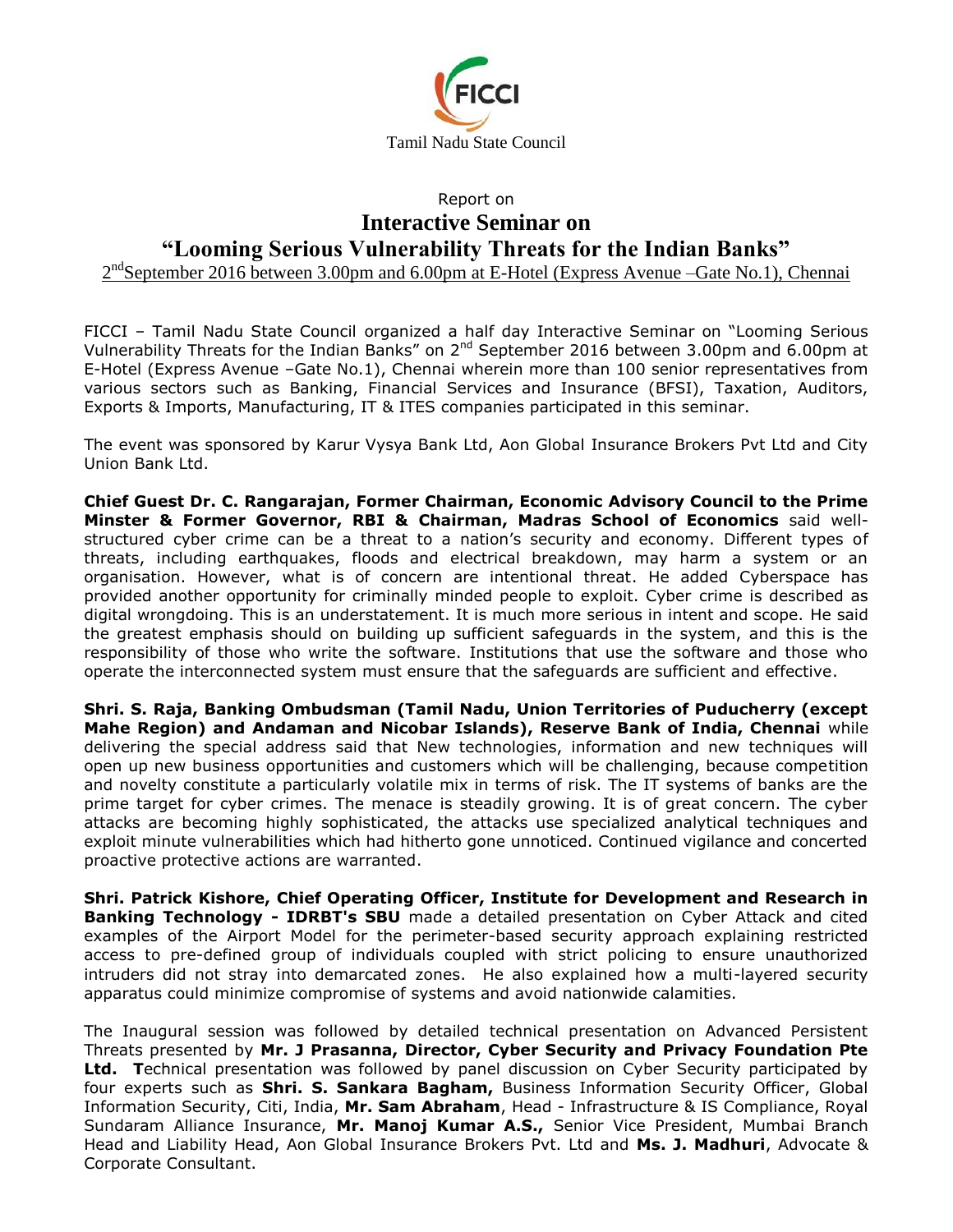FICCI

Tamil Nadu State Council

Report on

# Interactive Seminar on "Looming Serious Vulnerability Threats for the Indian Banks"

2nd September 2016 between 3.00pm and 6.00pm at E-Hotel (Express Avenue –Gate No.1), Chennai

FICCI – Tamil Nadu State Council organized a half day Interactive Seminar on "Looming Serious Vulnerability Threats for the Indian Banks" on 2nd September 2016 between 3.00pm and 6.00pm at E-Hotel (Express Avenue –Gate No.1), Chennai wherein more than 100 senior representatives from various sectors such as Banking, Financial Services and Insurance (BFSI), Taxation, Auditors, Exports & Imports, Manufacturing, IT & ITES companies participated in this seminar.

The event was sponsored by Karur Vysya Bank Ltd, Aon Global Insurance Brokers Pvt Ltd and City Union Bank Ltd.

**Chief Guest Dr. C. Rangarajan, Former Chairman, Economic Advisory Council to the Prime Minster & Former Governor, RBI & Chairman, Madras School of Economics** said well-structured cyber crime can be a threat to a nation's security and economy. Different types of threats, including earthquakes, floods and electrical breakdown, may harm a system or an organisation. However, what is of concern are intentional threat. He added Cyberspace has provided another opportunity for criminally minded people to exploit. Cyber crime is described as digital wrongdoing. This is an understatement. It is much more serious in intent and scope. He said the greatest emphasis should on building up sufficient safeguards in the system, and this is the responsibility of those who write the software. Institutions that use the software and those who operate the interconnected system must ensure that the safeguards are sufficient and effective.

**Shri. S. Raja, Banking Ombudsman (Tamil Nadu, Union Territories of Puducherry (except Mahe Region) and Andaman and Nicobar Islands), Reserve Bank of India, Chennai** while delivering the special address said that New technologies, information and new techniques will open up new business opportunities and customers which will be challenging, because competition and novelty constitute a particularly volatile mix in terms of risk. The IT systems of banks are the prime target for cyber crimes. The menace is steadily growing. It is of great concern. The cyber attacks are becoming highly sophisticated, the attacks use specialized analytical techniques and exploit minute vulnerabilities which had hitherto gone unnoticed. Continued vigilance and concerted proactive protective actions are warranted.

**Shri. Patrick Kishore, Chief Operating Officer, Institute for Development and Research in Banking Technology - IDRBT's SBU** made a detailed presentation on Cyber Attack and cited examples of the Airport Model for the perimeter-based security approach explaining restricted access to pre-defined group of individuals coupled with strict policing to ensure unauthorized intruders did not stray into demarcated zones. He also explained how a multi-layered security apparatus could minimize compromise of systems and avoid nationwide calamities.

The Inaugural session was followed by detailed technical presentation on Advanced Persistent Threats presented by **Mr. J Prasanna, Director, Cyber Security and Privacy Foundation Pte Ltd.** **T**echnical presentation was followed by panel discussion on Cyber Security participated by four experts such as **Shri. S. Sankara Bagham,** Business Information Security Officer, Global Information Security, Citi, India, **Mr. Sam Abraham**, Head - Infrastructure & IS Compliance, Royal Sundaram Alliance Insurance, **Mr. Manoj Kumar A.S.,** Senior Vice President, Mumbai Branch Head and Liability Head, Aon Global Insurance Brokers Pvt. Ltd and **Ms. J. Madhuri**, Advocate & Corporate Consultant.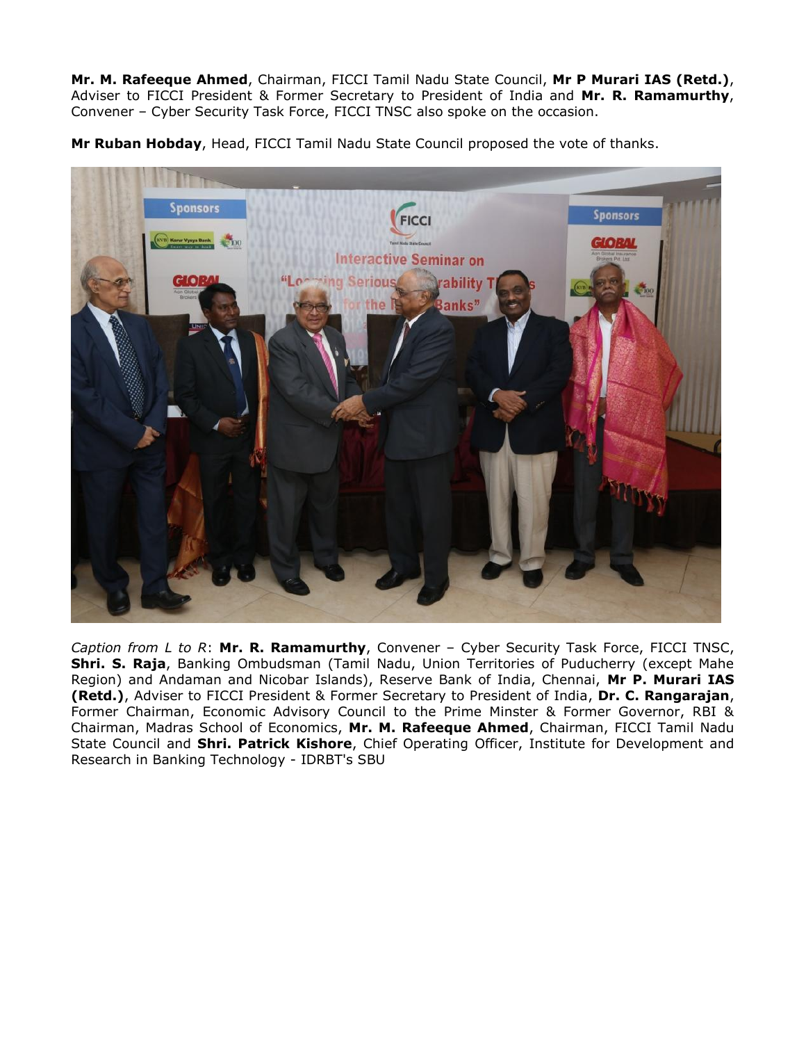**Mr. M. Rafeeque Ahmed**, Chairman, FICCI Tamil Nadu State Council, **Mr P Murari IAS (Retd.)**, Adviser to FICCI President & Former Secretary to President of India and **Mr. R. Ramamurthy**, Convener – Cyber Security Task Force, FICCI TNSC also spoke on the occasion.

**Mr Ruban Hobday**, Head, FICCI Tamil Nadu State Council proposed the vote of thanks.

*Caption from L to R*: **Mr. R. Ramamurthy**, Convener – Cyber Security Task Force, FICCI TNSC, **Shri. S. Raja**, Banking Ombudsman (Tamil Nadu, Union Territories of Puducherry (except Mahe Region) and Andaman and Nicobar Islands), Reserve Bank of India, Chennai, **Mr P. Murari IAS (Retd.)**, Adviser to FICCI President & Former Secretary to President of India, **Dr. C. Rangarajan**, Former Chairman, Economic Advisory Council to the Prime Minster & Former Governor, RBI & Chairman, Madras School of Economics, **Mr. M. Rafeeque Ahmed**, Chairman, FICCI Tamil Nadu State Council and **Shri. Patrick Kishore**, Chief Operating Officer, Institute for Development and Research in Banking Technology - IDRBT's SBU